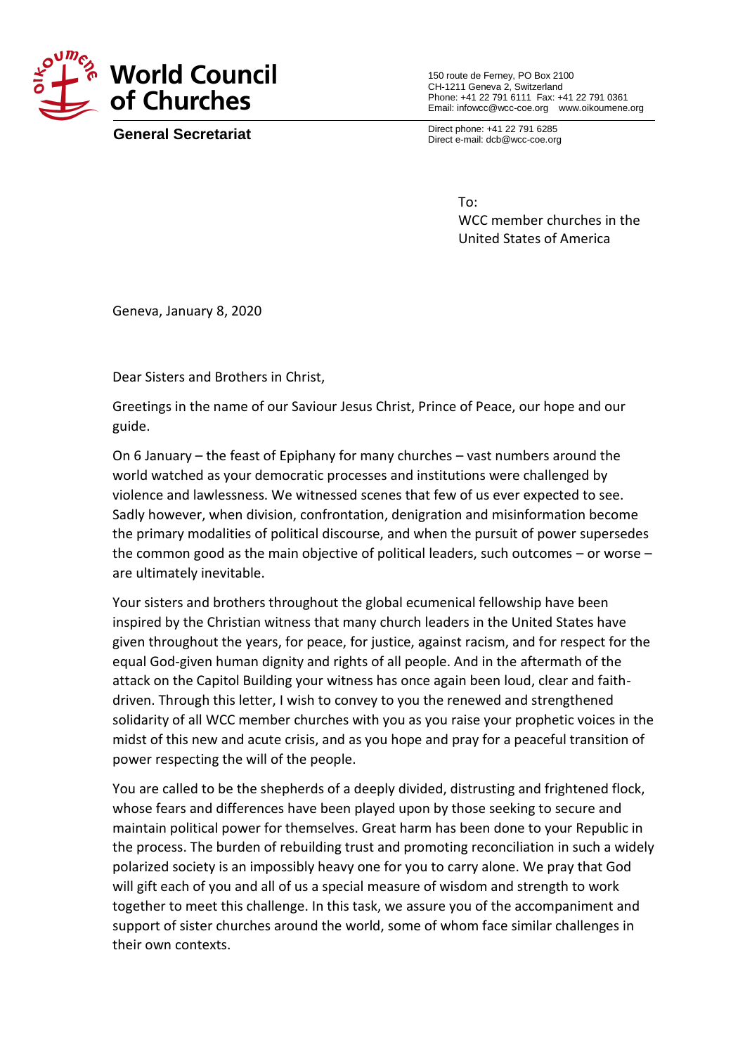# World Council of Churches

**General Secretariat**

150 route de Ferney, PO Box 2100
CH-1211 Geneva 2, Switzerland
Phone: +41 22 791 6111 Fax: +41 22 791 0361
Email: infowcc@wcc-coe.org www.oikoumene.org

Direct phone: +41 22 791 6285
Direct e-mail: dcb@wcc-coe.org

To:
WCC member churches in the
United States of America

Geneva, January 8, 2020

Dear Sisters and Brothers in Christ,

Greetings in the name of our Saviour Jesus Christ, Prince of Peace, our hope and our guide.

On 6 January – the feast of Epiphany for many churches – vast numbers around the world watched as your democratic processes and institutions were challenged by violence and lawlessness. We witnessed scenes that few of us ever expected to see. Sadly however, when division, confrontation, denigration and misinformation become the primary modalities of political discourse, and when the pursuit of power supersedes the common good as the main objective of political leaders, such outcomes – or worse – are ultimately inevitable.

Your sisters and brothers throughout the global ecumenical fellowship have been inspired by the Christian witness that many church leaders in the United States have given throughout the years, for peace, for justice, against racism, and for respect for the equal God-given human dignity and rights of all people. And in the aftermath of the attack on the Capitol Building your witness has once again been loud, clear and faith-driven. Through this letter, I wish to convey to you the renewed and strengthened solidarity of all WCC member churches with you as you raise your prophetic voices in the midst of this new and acute crisis, and as you hope and pray for a peaceful transition of power respecting the will of the people.

You are called to be the shepherds of a deeply divided, distrusting and frightened flock, whose fears and differences have been played upon by those seeking to secure and maintain political power for themselves. Great harm has been done to your Republic in the process. The burden of rebuilding trust and promoting reconciliation in such a widely polarized society is an impossibly heavy one for you to carry alone. We pray that God will gift each of you and all of us a special measure of wisdom and strength to work together to meet this challenge. In this task, we assure you of the accompaniment and support of sister churches around the world, some of whom face similar challenges in their own contexts.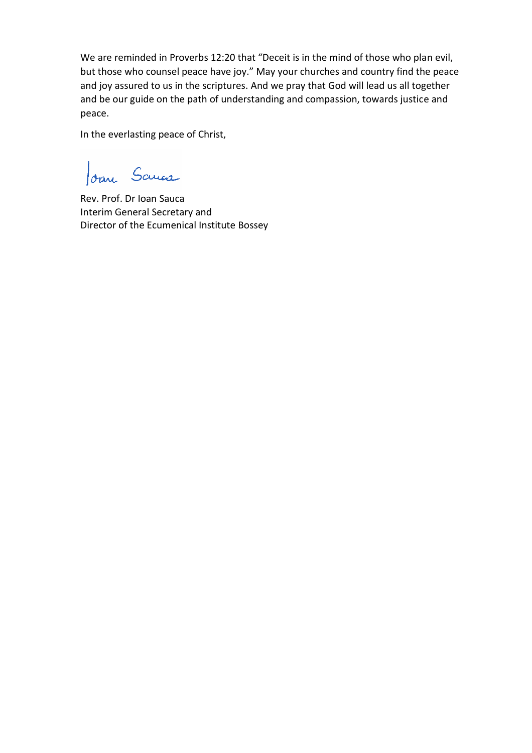We are reminded in Proverbs 12:20 that "Deceit is in the mind of those who plan evil, but those who counsel peace have joy." May your churches and country find the peace and joy assured to us in the scriptures. And we pray that God will lead us all together and be our guide on the path of understanding and compassion, towards justice and peace.

In the everlasting peace of Christ,

Ioan Sauca

Rev. Prof. Dr Ioan Sauca
Interim General Secretary and
Director of the Ecumenical Institute Bossey